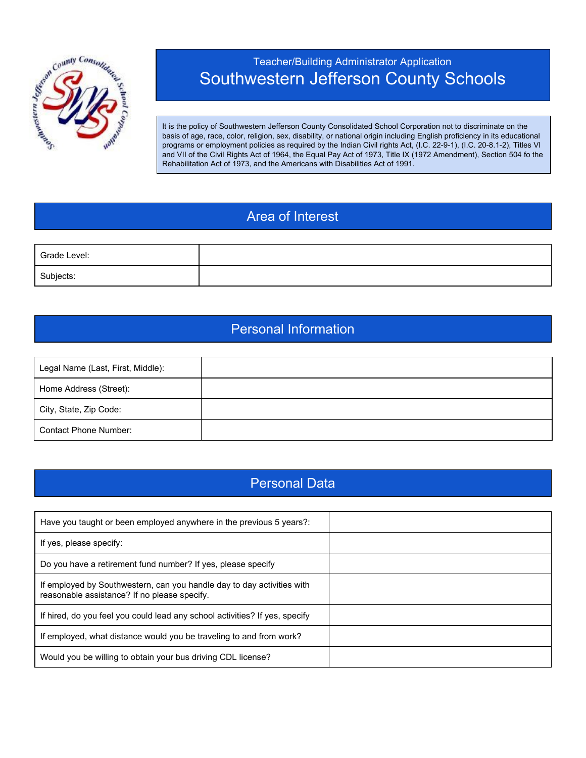Teacher/Building Administrator Application

# Southwestern Jefferson County Schools

It is the policy of Southwestern Jefferson County Consolidated School Corporation not to discriminate on the basis of age, race, color, religion, sex, disability, or national origin including English proficiency in its educational programs or employment policies as required by the Indian Civil rights Act, (I.C. 22-9-1), (I.C. 20-8.1-2), Titles VI and VII of the Civil Rights Act of 1964, the Equal Pay Act of 1973, Title IX (1972 Amendment), Section 504 fo the Rehabilitation Act of 1973, and the Americans with Disabilities Act of 1991.

## Area of Interest

| | |
|---|---|
| Grade Level: | |
| Subjects: | |

## Personal Information

| | |
|---|---|
| Legal Name (Last, First, Middle): | |
| Home Address (Street): | |
| City, State, Zip Code: | |
| Contact Phone Number: | |

## Personal Data

| | |
|---|---|
| Have you taught or been employed anywhere in the previous 5 years?: | |
| If yes, please specify: | |
| Do you have a retirement fund number? If yes, please specify | |
| If employed by Southwestern, can you handle day to day activities with reasonable assistance? If no please specify. | |
| If hired, do you feel you could lead any school activities? If yes, specify | |
| If employed, what distance would you be traveling to and from work? | |
| Would you be willing to obtain your bus driving CDL license? | |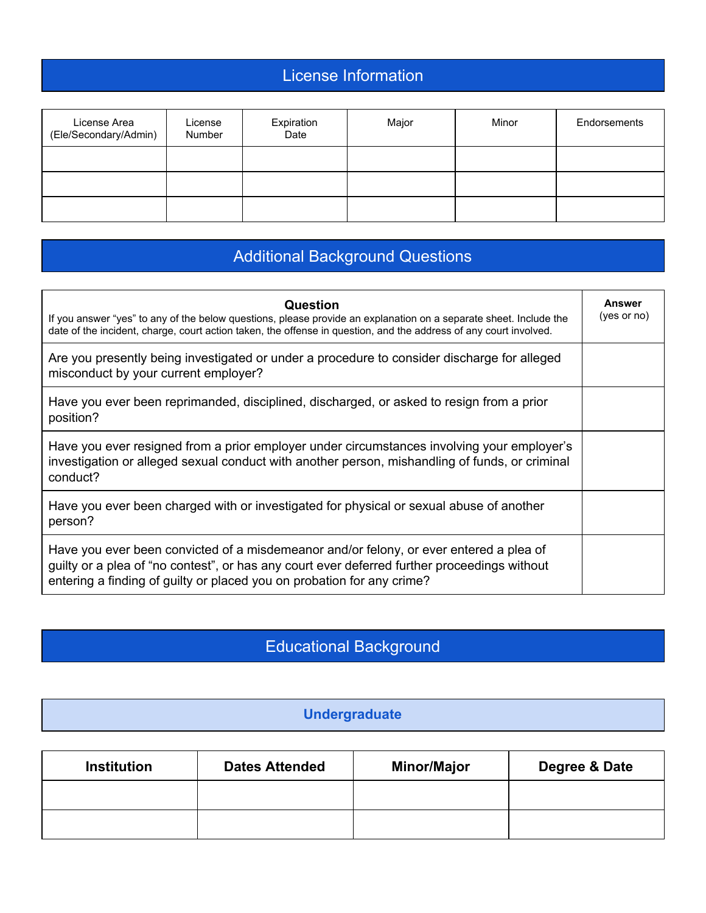## License Information

| License Area (Ele/Secondary/Admin) | License Number | Expiration Date | Major | Minor | Endorsements |
|---|---|---|---|---|---|
| | | | | | |
| | | | | | |
| | | | | | |

## Additional Background Questions

| **Question** If you answer "yes" to any of the below questions, please provide an explanation on a separate sheet. Include the date of the incident, charge, court action taken, the offense in question, and the address of any court involved. | **Answer** (yes or no) |
|---|---|
| Are you presently being investigated or under a procedure to consider discharge for alleged misconduct by your current employer? | |
| Have you ever been reprimanded, disciplined, discharged, or asked to resign from a prior position? | |
| Have you ever resigned from a prior employer under circumstances involving your employer's investigation or alleged sexual conduct with another person, mishandling of funds, or criminal conduct? | |
| Have you ever been charged with or investigated for physical or sexual abuse of another person? | |
| Have you ever been convicted of a misdemeanor and/or felony, or ever entered a plea of guilty or a plea of "no contest", or has any court ever deferred further proceedings without entering a finding of guilty or placed you on probation for any crime? | |

## Educational Background

### Undergraduate

| **Institution** | **Dates Attended** | **Minor/Major** | **Degree & Date** |
|---|---|---|---|
| | | | |
| | | | |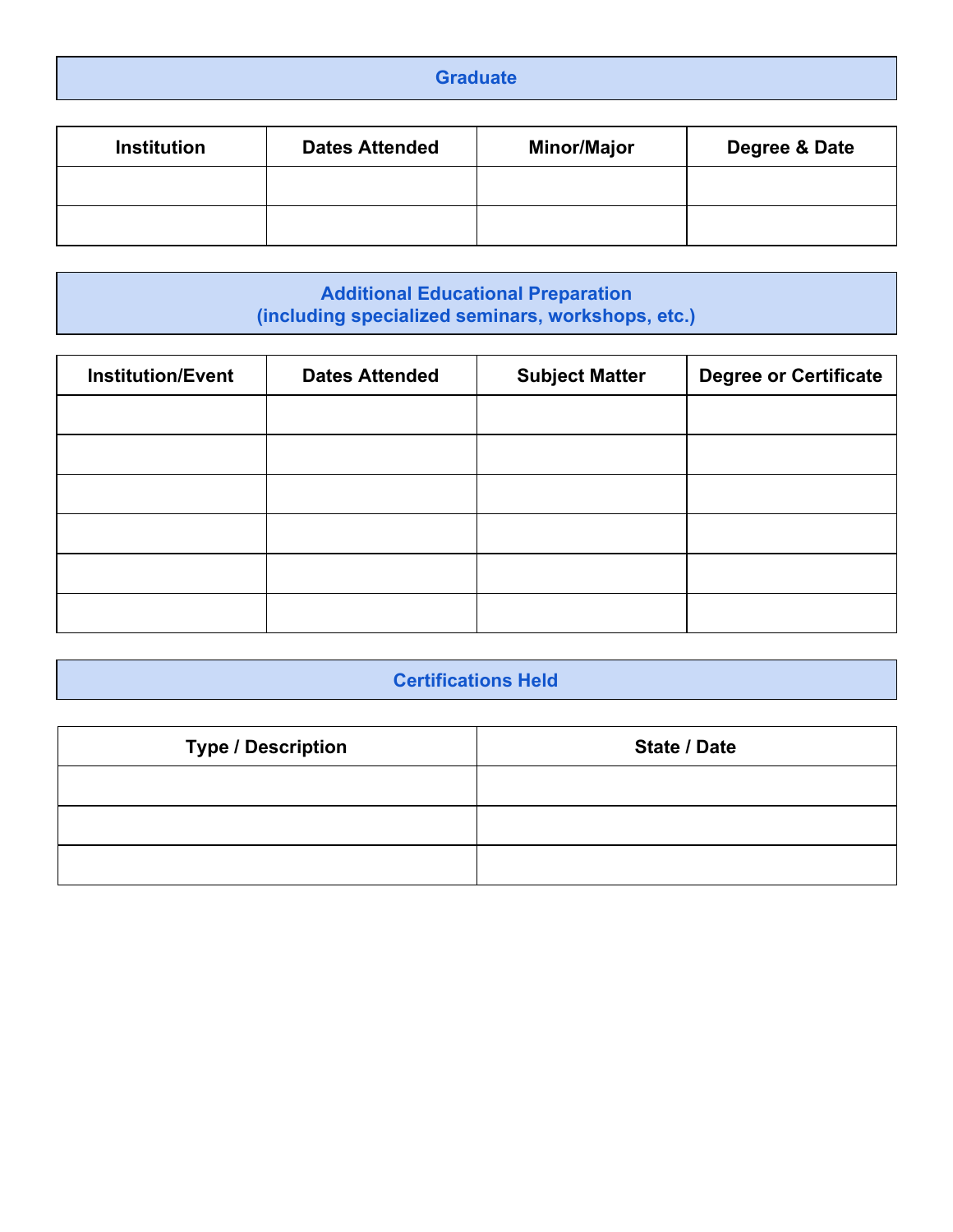## Graduate

| Institution | Dates Attended | Minor/Major | Degree & Date |
|---|---|---|---|
| | | | |
| | | | |

## Additional Educational Preparation
## (including specialized seminars, workshops, etc.)

| Institution/Event | Dates Attended | Subject Matter | Degree or Certificate |
|---|---|---|---|
| | | | |
| | | | |
| | | | |
| | | | |
| | | | |
| | | | |

## Certifications Held

| Type / Description | State / Date |
|---|---|
| | |
| | |
| | |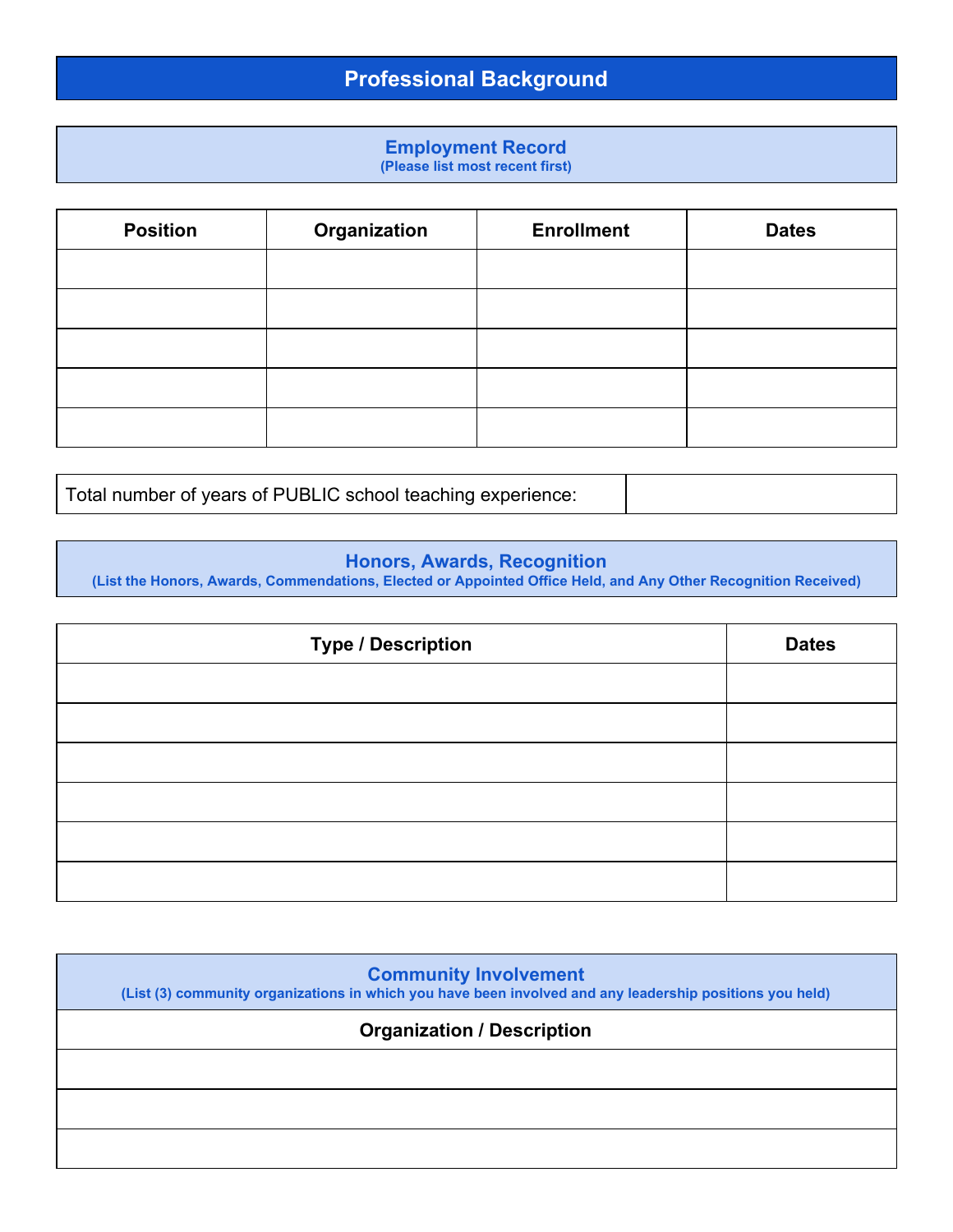# Professional Background

## Employment Record

**(Please list most recent first)**

| Position | Organization | Enrollment | Dates |
| --- | --- | --- | --- |
| | | | |
| | | | |
| | | | |
| | | | |
| | | | |

| Total number of years of PUBLIC school teaching experience: | |
| --- | --- |

## Honors, Awards, Recognition

**(List the Honors, Awards, Commendations, Elected or Appointed Office Held, and Any Other Recognition Received)**

| Type / Description | Dates |
| --- | --- |
| | |
| | |
| | |
| | |
| | |
| | |

## Community Involvement

**(List (3) community organizations in which you have been involved and any leadership positions you held)**

| Organization / Description |
| --- |
| |
| |
| |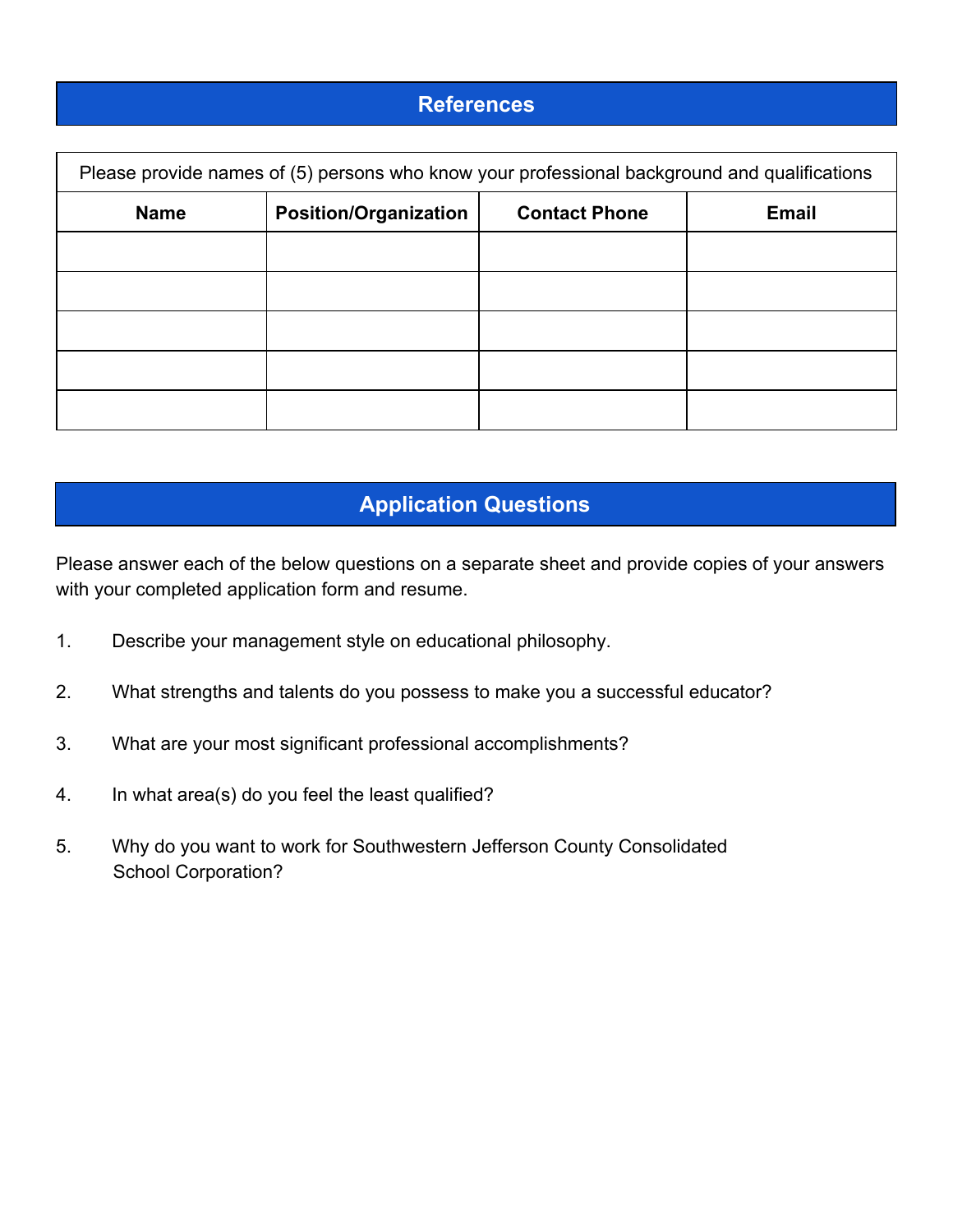## References

| Please provide names of (5) persons who know your professional background and qualifications | | | |
|---|---|---|---|
| **Name** | **Position/Organization** | **Contact Phone** | **Email** |
| | | | |
| | | | |
| | | | |
| | | | |
| | | | |

## Application Questions

Please answer each of the below questions on a separate sheet and provide copies of your answers with your completed application form and resume.

1. Describe your management style on educational philosophy.
2. What strengths and talents do you possess to make you a successful educator?
3. What are your most significant professional accomplishments?
4. In what area(s) do you feel the least qualified?
5. Why do you want to work for Southwestern Jefferson County Consolidated School Corporation?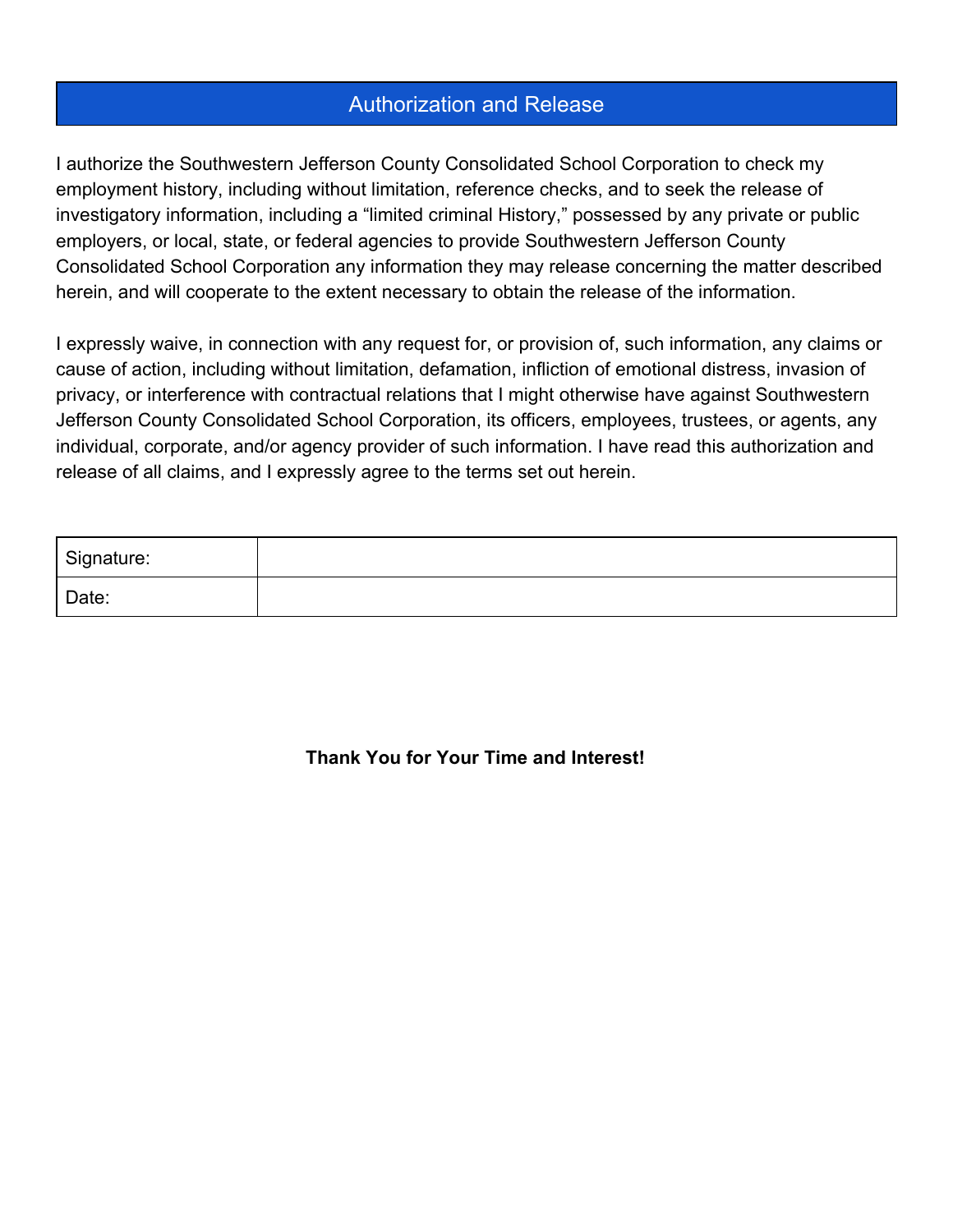## Authorization and Release

I authorize the Southwestern Jefferson County Consolidated School Corporation to check my employment history, including without limitation, reference checks, and to seek the release of investigatory information, including a "limited criminal History," possessed by any private or public employers, or local, state, or federal agencies to provide Southwestern Jefferson County Consolidated School Corporation any information they may release concerning the matter described herein, and will cooperate to the extent necessary to obtain the release of the information.

I expressly waive, in connection with any request for, or provision of, such information, any claims or cause of action, including without limitation, defamation, infliction of emotional distress, invasion of privacy, or interference with contractual relations that I might otherwise have against Southwestern Jefferson County Consolidated School Corporation, its officers, employees, trustees, or agents, any individual, corporate, and/or agency provider of such information. I have read this authorization and release of all claims, and I expressly agree to the terms set out herein.

| | |
|---|---|
| Signature: | |
| Date: | |

**Thank You for Your Time and Interest!**